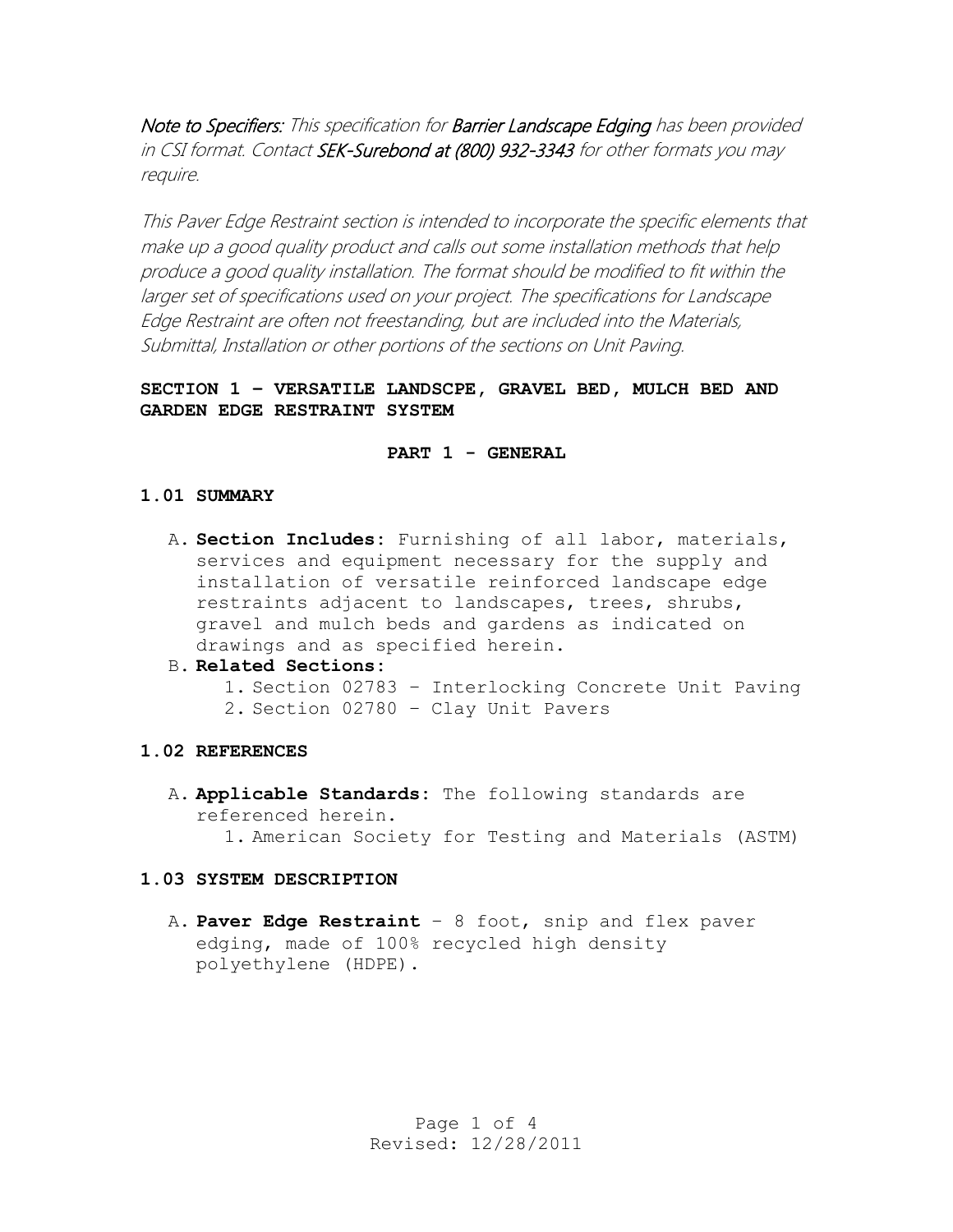*Note to Specifiers: This specification for Barrier Landscape Edging has been provided in CSI format. Contact SEK-Surebond at (800) 932-3343 for other formats you may require.*

*This Paver Edge Restraint section is intended to incorporate the specific elements that make up a good quality product and calls out some installation methods that help produce a good quality installation. The format should be modified to fit within the larger set of specifications used on your project. The specifications for Landscape Edge Restraint are often not freestanding, but are included into the Materials, Submittal, Installation or other portions of the sections on Unit Paving.*

## SECTION 1 – VERSATILE LANDSCPE, GRAVEL BED, MULCH BED AND GARDEN EDGE RESTRAINT SYSTEM

### PART 1 - GENERAL

#### 1.01 SUMMARY

A. **Section Includes:** Furnishing of all labor, materials, services and equipment necessary for the supply and installation of versatile reinforced landscape edge restraints adjacent to landscapes, trees, shrubs, gravel and mulch beds and gardens as indicated on drawings and as specified herein.

B. **Related Sections:**
   1. Section 02783 – Interlocking Concrete Unit Paving
   2. Section 02780 – Clay Unit Pavers

#### 1.02 REFERENCES

A. **Applicable Standards:** The following standards are referenced herein.
   1. American Society for Testing and Materials (ASTM)

#### 1.03 SYSTEM DESCRIPTION

A. **Paver Edge Restraint** – 8 foot, snip and flex paver edging, made of 100% recycled high density polyethylene (HDPE).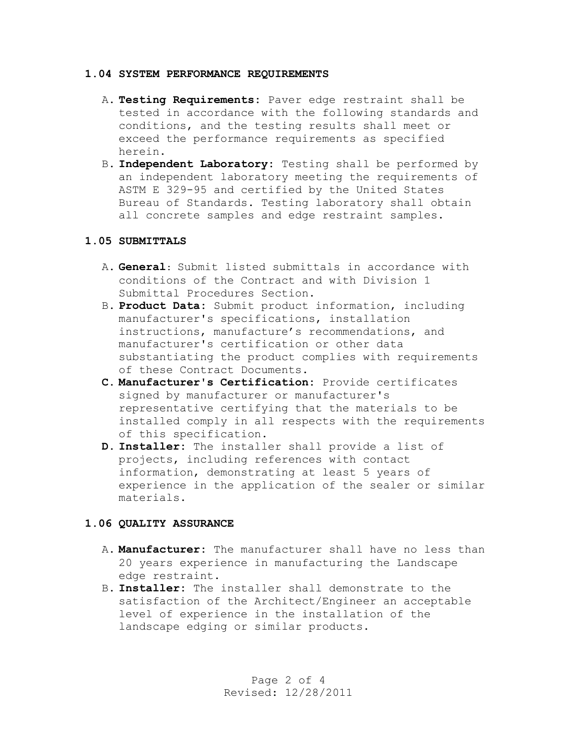### 1.04 SYSTEM PERFORMANCE REQUIREMENTS

A. **Testing Requirements:** Paver edge restraint shall be tested in accordance with the following standards and conditions, and the testing results shall meet or exceed the performance requirements as specified herein.

B. **Independent Laboratory:** Testing shall be performed by an independent laboratory meeting the requirements of ASTM E 329-95 and certified by the United States Bureau of Standards. Testing laboratory shall obtain all concrete samples and edge restraint samples.

### 1.05 SUBMITTALS

A. **General**: Submit listed submittals in accordance with conditions of the Contract and with Division 1 Submittal Procedures Section.

B. **Product Data:** Submit product information, including manufacturer's specifications, installation instructions, manufacture's recommendations, and manufacturer's certification or other data substantiating the product complies with requirements of these Contract Documents.

C. **Manufacturer's Certification:** Provide certificates signed by manufacturer or manufacturer's representative certifying that the materials to be installed comply in all respects with the requirements of this specification.

D. **Installer:** The installer shall provide a list of projects, including references with contact information, demonstrating at least 5 years of experience in the application of the sealer or similar materials.

### 1.06 QUALITY ASSURANCE

A. **Manufacturer:** The manufacturer shall have no less than 20 years experience in manufacturing the Landscape edge restraint.

B. **Installer:** The installer shall demonstrate to the satisfaction of the Architect/Engineer an acceptable level of experience in the installation of the landscape edging or similar products.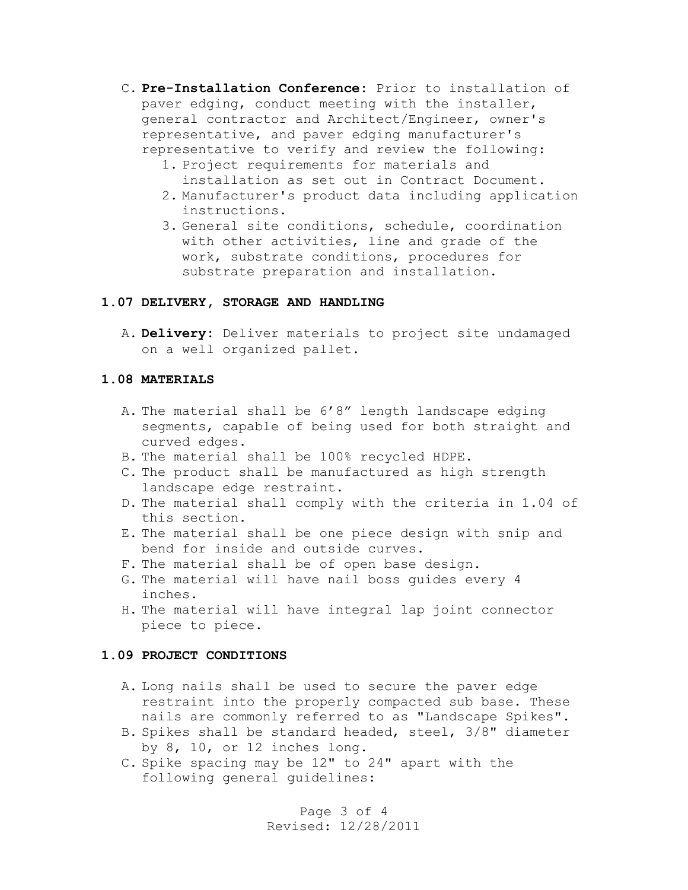C. **Pre-Installation Conference**: Prior to installation of paver edging, conduct meeting with the installer, general contractor and Architect/Engineer, owner's representative, and paver edging manufacturer's representative to verify and review the following:
   1. Project requirements for materials and installation as set out in Contract Document.
   2. Manufacturer's product data including application instructions.
   3. General site conditions, schedule, coordination with other activities, line and grade of the work, substrate conditions, procedures for substrate preparation and installation.

### 1.07 DELIVERY, STORAGE AND HANDLING

A. **Delivery**: Deliver materials to project site undamaged on a well organized pallet.

### 1.08 MATERIALS

A. The material shall be 6’8” length landscape edging segments, capable of being used for both straight and curved edges.
B. The material shall be 100% recycled HDPE.
C. The product shall be manufactured as high strength landscape edge restraint.
D. The material shall comply with the criteria in 1.04 of this section.
E. The material shall be one piece design with snip and bend for inside and outside curves.
F. The material shall be of open base design.
G. The material will have nail boss guides every 4 inches.
H. The material will have integral lap joint connector piece to piece.

### 1.09 PROJECT CONDITIONS

A. Long nails shall be used to secure the paver edge restraint into the properly compacted sub base. These nails are commonly referred to as "Landscape Spikes".
B. Spikes shall be standard headed, steel, 3/8" diameter by 8, 10, or 12 inches long.
C. Spike spacing may be 12" to 24" apart with the following general guidelines: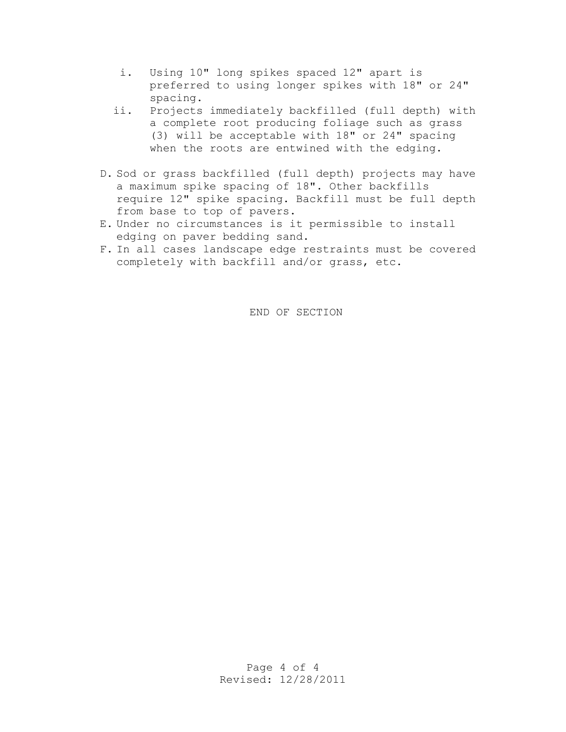i. Using 10" long spikes spaced 12" apart is preferred to using longer spikes with 18" or 24" spacing.

ii. Projects immediately backfilled (full depth) with a complete root producing foliage such as grass (3) will be acceptable with 18" or 24" spacing when the roots are entwined with the edging.

D. Sod or grass backfilled (full depth) projects may have a maximum spike spacing of 18". Other backfills require 12" spike spacing. Backfill must be full depth from base to top of pavers.

E. Under no circumstances is it permissible to install edging on paver bedding sand.

F. In all cases landscape edge restraints must be covered completely with backfill and/or grass, etc.

END OF SECTION

Revised: 12/28/2011